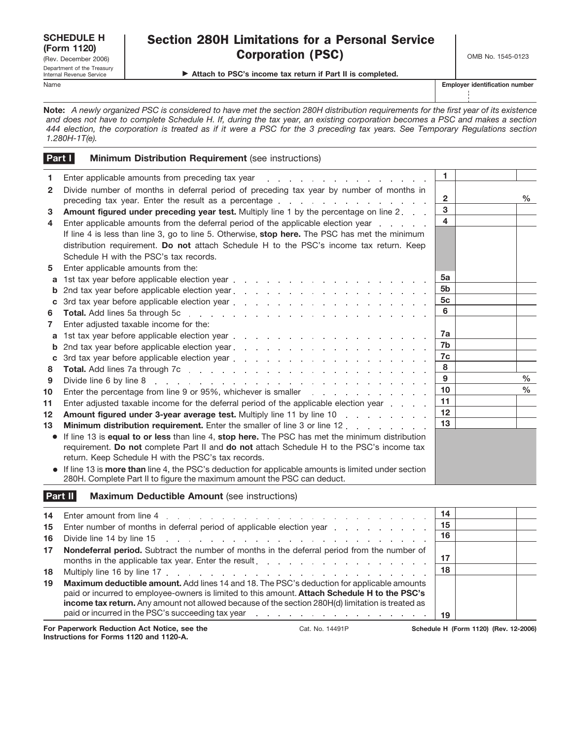**SCHEDULE H (Form 1120)**
(Rev. December 2006)
Department of the Treasury
Internal Revenue Service

# Section 280H Limitations for a Personal Service Corporation (PSC)

▶ Attach to PSC's income tax return if Part II is completed.

OMB No. 1545-0123

Name | Employer identification number

**Note:** *A newly organized PSC is considered to have met the section 280H distribution requirements for the first year of its existence and does not have to complete Schedule H. If, during the tax year, an existing corporation becomes a PSC and makes a section 444 election, the corporation is treated as if it were a PSC for the 3 preceding tax years. See Temporary Regulations section 1.280H-1T(e).*

## Part I — Minimum Distribution Requirement (see instructions)

| Line | Description | Box | Amount |
|---|---|---|---|
| 1 | Enter applicable amounts from preceding tax year | 1 | |
| 2 | Divide number of months in deferral period of preceding tax year by number of months in preceding tax year. Enter the result as a percentage | 2 | % |
| 3 | **Amount figured under preceding year test.** Multiply line 1 by the percentage on line 2 | 3 | |
| 4 | Enter applicable amounts from the deferral period of the applicable election year | 4 | |
| | If line 4 is less than line 3, go to line 5. Otherwise, **stop here.** The PSC has met the minimum distribution requirement. **Do not** attach Schedule H to the PSC's income tax return. Keep Schedule H with the PSC's tax records. | | |
| 5 | Enter applicable amounts from the: | | |
| a | 1st tax year before applicable election year | 5a | |
| b | 2nd tax year before applicable election year | 5b | |
| c | 3rd tax year before applicable election year | 5c | |
| 6 | **Total.** Add lines 5a through 5c | 6 | |
| 7 | Enter adjusted taxable income for the: | | |
| a | 1st tax year before applicable election year | 7a | |
| b | 2nd tax year before applicable election year | 7b | |
| c | 3rd tax year before applicable election year | 7c | |
| 8 | **Total.** Add lines 7a through 7c | 8 | |
| 9 | Divide line 6 by line 8 | 9 | % |
| 10 | Enter the percentage from line 9 or 95%, whichever is smaller | 10 | % |
| 11 | Enter adjusted taxable income for the deferral period of the applicable election year | 11 | |
| 12 | **Amount figured under 3-year average test.** Multiply line 11 by line 10 | 12 | |
| 13 | **Minimum distribution requirement.** Enter the smaller of line 3 or line 12 | 13 | |

- If line 13 is **equal to or less** than line 4, **stop here.** The PSC has met the minimum distribution requirement. **Do not** complete Part II and **do not** attach Schedule H to the PSC's income tax return. Keep Schedule H with the PSC's tax records.
- If line 13 is **more than** line 4, the PSC's deduction for applicable amounts is limited under section 280H. Complete Part II to figure the maximum amount the PSC can deduct.

## Part II — Maximum Deductible Amount (see instructions)

| Line | Description | Box | Amount |
|---|---|---|---|
| 14 | Enter amount from line 4 | 14 | |
| 15 | Enter number of months in deferral period of applicable election year | 15 | |
| 16 | Divide line 14 by line 15 | 16 | |
| 17 | **Nondeferral period.** Subtract the number of months in the deferral period from the number of months in the applicable tax year. Enter the result | 17 | |
| 18 | Multiply line 16 by line 17 | 18 | |
| 19 | **Maximum deductible amount.** Add lines 14 and 18. The PSC's deduction for applicable amounts paid or incurred to employee-owners is limited to this amount. **Attach Schedule H to the PSC's income tax return.** Any amount not allowed because of the section 280H(d) limitation is treated as paid or incurred in the PSC's succeeding tax year | 19 | |

**For Paperwork Reduction Act Notice, see the Instructions for Forms 1120 and 1120-A.** Cat. No. 14491P **Schedule H (Form 1120) (Rev. 12-2006)**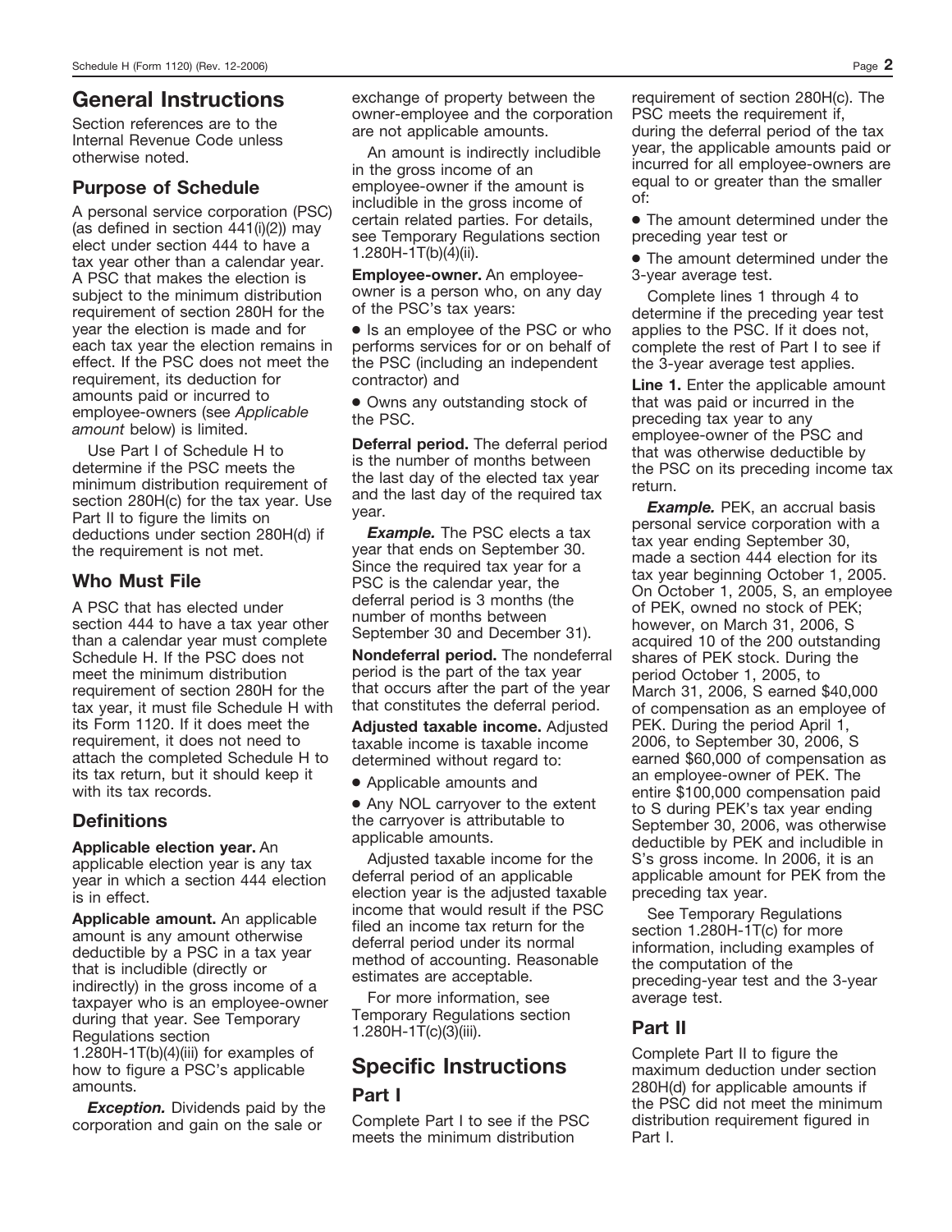## General Instructions

Section references are to the Internal Revenue Code unless otherwise noted.

### Purpose of Schedule

A personal service corporation (PSC) (as defined in section 441(i)(2)) may elect under section 444 to have a tax year other than a calendar year. A PSC that makes the election is subject to the minimum distribution requirement of section 280H for the year the election is made and for each tax year the election remains in effect. If the PSC does not meet the requirement, its deduction for amounts paid or incurred to employee-owners (see *Applicable amount* below) is limited.

Use Part I of Schedule H to determine if the PSC meets the minimum distribution requirement of section 280H(c) for the tax year. Use Part II to figure the limits on deductions under section 280H(d) if the requirement is not met.

### Who Must File

A PSC that has elected under section 444 to have a tax year other than a calendar year must complete Schedule H. If the PSC does not meet the minimum distribution requirement of section 280H for the tax year, it must file Schedule H with its Form 1120. If it does meet the requirement, it does not need to attach the completed Schedule H to its tax return, but it should keep it with its tax records.

### Definitions

**Applicable election year.** An applicable election year is any tax year in which a section 444 election is in effect.

**Applicable amount.** An applicable amount is any amount otherwise deductible by a PSC in a tax year that is includible (directly or indirectly) in the gross income of a taxpayer who is an employee-owner during that year. See Temporary Regulations section 1.280H-1T(b)(4)(iii) for examples of how to figure a PSC's applicable amounts.

***Exception.*** Dividends paid by the corporation and gain on the sale or exchange of property between the owner-employee and the corporation are not applicable amounts.

An amount is indirectly includible in the gross income of an employee-owner if the amount is includible in the gross income of certain related parties. For details, see Temporary Regulations section 1.280H-1T(b)(4)(ii).

**Employee-owner.** An employee-owner is a person who, on any day of the PSC's tax years:

- Is an employee of the PSC or who performs services for or on behalf of the PSC (including an independent contractor) and
- Owns any outstanding stock of the PSC.

**Deferral period.** The deferral period is the number of months between the last day of the elected tax year and the last day of the required tax year.

***Example.*** The PSC elects a tax year that ends on September 30. Since the required tax year for a PSC is the calendar year, the deferral period is 3 months (the number of months between September 30 and December 31).

**Nondeferral period.** The nondeferral period is the part of the tax year that occurs after the part of the year that constitutes the deferral period.

**Adjusted taxable income.** Adjusted taxable income is taxable income determined without regard to:

- Applicable amounts and
- Any NOL carryover to the extent the carryover is attributable to applicable amounts.

Adjusted taxable income for the deferral period of an applicable election year is the adjusted taxable income that would result if the PSC filed an income tax return for the deferral period under its normal method of accounting. Reasonable estimates are acceptable.

For more information, see Temporary Regulations section 1.280H-1T(c)(3)(iii).

## Specific Instructions

### Part I

Complete Part I to see if the PSC meets the minimum distribution requirement of section 280H(c). The PSC meets the requirement if, during the deferral period of the tax year, the applicable amounts paid or incurred for all employee-owners are equal to or greater than the smaller of:

- The amount determined under the preceding year test or
- The amount determined under the 3-year average test.

Complete lines 1 through 4 to determine if the preceding year test applies to the PSC. If it does not, complete the rest of Part I to see if the 3-year average test applies.

**Line 1.** Enter the applicable amount that was paid or incurred in the preceding tax year to any employee-owner of the PSC and that was otherwise deductible by the PSC on its preceding income tax return.

***Example.*** PEK, an accrual basis personal service corporation with a tax year ending September 30, made a section 444 election for its tax year beginning October 1, 2005. On October 1, 2005, S, an employee of PEK, owned no stock of PEK; however, on March 31, 2006, S acquired 10 of the 200 outstanding shares of PEK stock. During the period October 1, 2005, to March 31, 2006, S earned $40,000 of compensation as an employee of PEK. During the period April 1, 2006, to September 30, 2006, S earned $60,000 of compensation as an employee-owner of PEK. The entire $100,000 compensation paid to S during PEK's tax year ending September 30, 2006, was otherwise deductible by PEK and includible in S's gross income. In 2006, it is an applicable amount for PEK from the preceding tax year.

See Temporary Regulations section 1.280H-1T(c) for more information, including examples of the computation of the preceding-year test and the 3-year average test.

### Part II

Complete Part II to figure the maximum deduction under section 280H(d) for applicable amounts if the PSC did not meet the minimum distribution requirement figured in Part I.